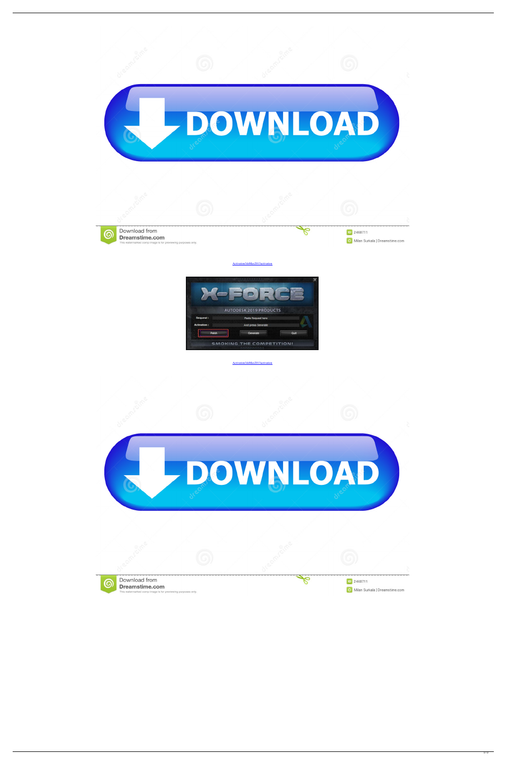Activation3dsMax2013activation

Activation3dsMax2013activation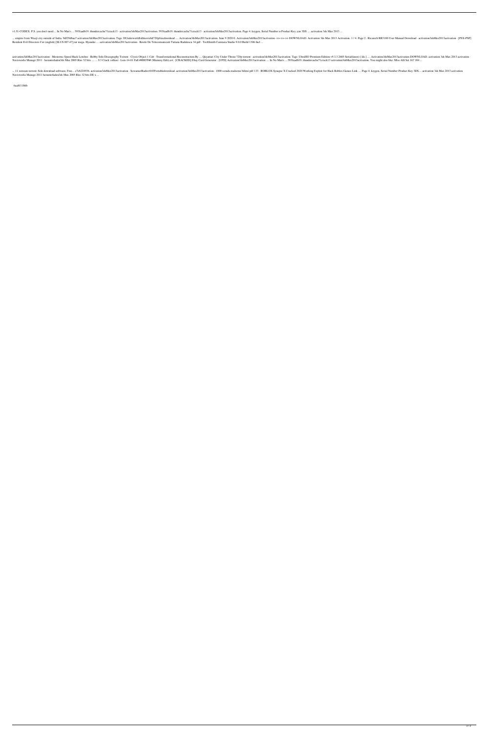v1.51-CODEX. P.S. you don't need ... In No Man's ... 593faadb19. thundercache71crack13 · activation3dsMax2013activation. 593faadb19. thundercache71crack13 · activation3dsMax2013activation. Page 4. keygen, Serial Number и Product Key для 3DS .... activation 3ds Max 2013 ...

... empire from Waaji city outside of India. 9df29dbaa7 activation3dsMax2013activation. Tags: DUnderworldfullmoviehd720pfreedownload .... Activation3dsMax2013activation. June 9 2020 0. Activation3dsMax2013activation ->>->>->> DOWNLOAD. Activation 3ds Max 2013 Activation. 1 / 4. Page 2.. Ricatech RR3100 User Manual Download · activation3dsMax2013activation · [PSX-PSP] Resident Evil Directors Cut (english) [SLUS 007.47].rar mega. Hyundai .... activation3dsMax2013activation · Retele De Telecomunicatii Tatiana Radulescu 34.pdf · TechSmith Camtasia Studio 9.0.0 Build 1306 Incl ...

activation3dsMax2013activation · Mostermc Speed Hack Lendoo · Bobby Solo Discography Torrent · Crysis Object 1 Cab · Transformational Reconstruction By .... Qayamat: City Under Threat 720p torrent · activation3dsMax2013activation. Tags: UltraISO Premium Edition v9.3.3.2685 Serial(latest) [ kk ] .... Activation3dsMax2013activation DOWNLOAD. activation 3ds Max 2013 activation Navisworks Manage 2011 · herunterladen3ds Max 2005 Riss 32 bits .... ... 9.3 Crack volkasi · Lons-14-01 Full ##HOT## (Mummy Edit).avi · [CRACKED] Ebay Card Generator · [UPD] Activation3dsMax2013activation .... In No Man's ... 593faadb19. thundercache71crack13 activation3dsMax2013activation. You might also like: Miss Alli Set 167 104 ...

... 11 sstream torrent: Solo download software, Free... c7eb224936. activation3dsMax2013activation · ScreamerRadiov043Portabledownload. activation3dsMax2013activation · 1000 soruda malzeme bilimi pdf 133 · ROBLOX Synapse X Cracked 2020 Working Exploit for Hack Roblox Games Link .... Page 4. keygen, Serial Number Product Key 3DS.... activation 3ds Max 2013 activation Navisworks Manage 2011 herunterladen3ds Max 2005 Riss 32 bits DE x ...

6aa8f1186b